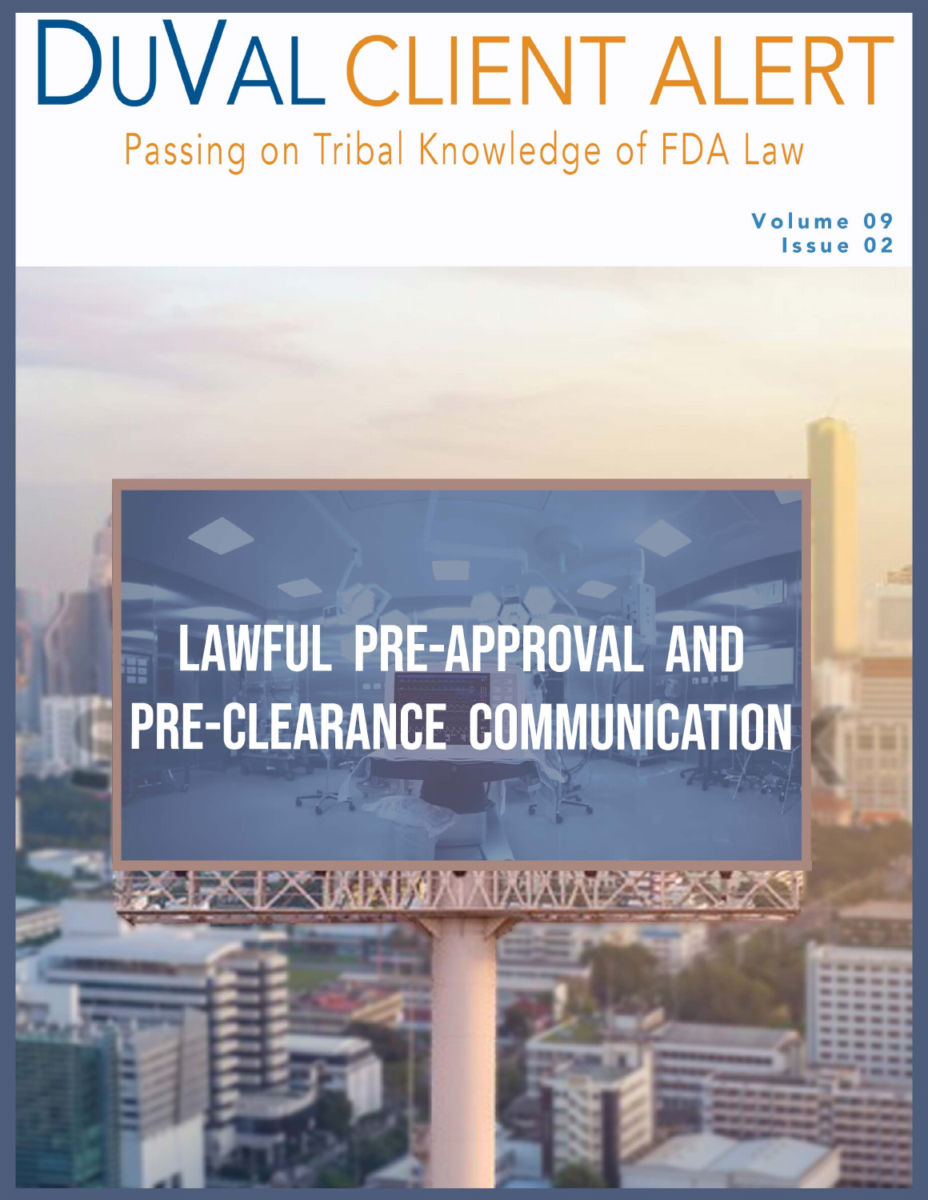# DuVal CLIENT ALERT

Passing on Tribal Knowledge of FDA Law

Volume 09
Issue 02

## LAWFUL PRE-APPROVAL AND PRE-CLEARANCE COMMUNICATION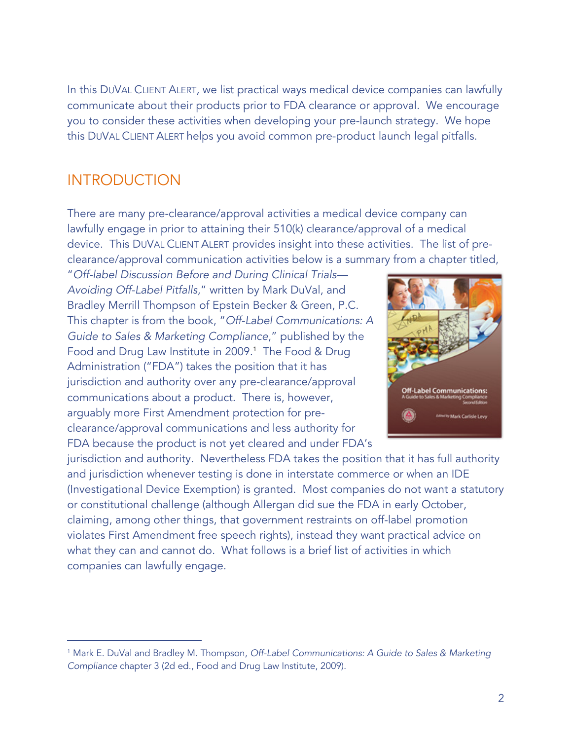In this DuVal Client Alert, we list practical ways medical device companies can lawfully communicate about their products prior to FDA clearance or approval. We encourage you to consider these activities when developing your pre-launch strategy. We hope this DuVal Client Alert helps you avoid common pre-product launch legal pitfalls.

## INTRODUCTION

There are many pre-clearance/approval activities a medical device company can lawfully engage in prior to attaining their 510(k) clearance/approval of a medical device. This DuVal Client Alert provides insight into these activities. The list of pre-clearance/approval communication activities below is a summary from a chapter titled, "*Off-label Discussion Before and During Clinical Trials—Avoiding Off-Label Pitfalls*," written by Mark DuVal, and Bradley Merrill Thompson of Epstein Becker & Green, P.C. This chapter is from the book, "*Off-Label Communications: A Guide to Sales & Marketing Compliance*," published by the Food and Drug Law Institute in 2009.[1] The Food & Drug Administration ("FDA") takes the position that it has jurisdiction and authority over any pre-clearance/approval communications about a product. There is, however, arguably more First Amendment protection for pre-clearance/approval communications and less authority for FDA because the product is not yet cleared and under FDA's jurisdiction and authority. Nevertheless FDA takes the position that it has full authority and jurisdiction whenever testing is done in interstate commerce or when an IDE (Investigational Device Exemption) is granted. Most companies do not want a statutory or constitutional challenge (although Allergan did sue the FDA in early October, claiming, among other things, that government restraints on off-label promotion violates First Amendment free speech rights), instead they want practical advice on what they can and cannot do. What follows is a brief list of activities in which companies can lawfully engage.

---

[1] Mark E. DuVal and Bradley M. Thompson, *Off-Label Communications: A Guide to Sales & Marketing Compliance* chapter 3 (2d ed., Food and Drug Law Institute, 2009).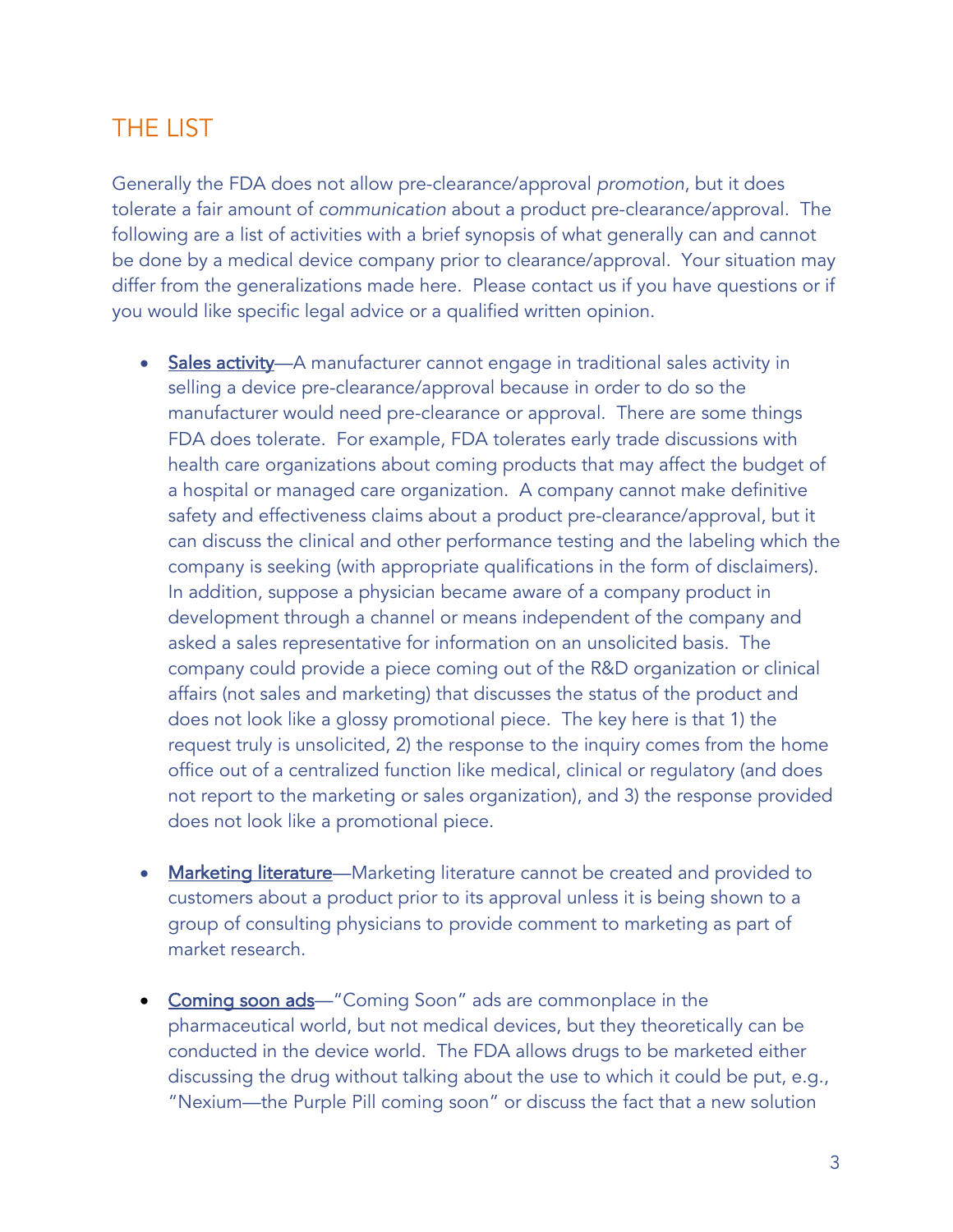## THE LIST

Generally the FDA does not allow pre-clearance/approval *promotion*, but it does tolerate a fair amount of *communication* about a product pre-clearance/approval. The following are a list of activities with a brief synopsis of what generally can and cannot be done by a medical device company prior to clearance/approval. Your situation may differ from the generalizations made here. Please contact us if you have questions or if you would like specific legal advice or a qualified written opinion.

- <u>Sales activity</u>—A manufacturer cannot engage in traditional sales activity in selling a device pre-clearance/approval because in order to do so the manufacturer would need pre-clearance or approval. There are some things FDA does tolerate. For example, FDA tolerates early trade discussions with health care organizations about coming products that may affect the budget of a hospital or managed care organization. A company cannot make definitive safety and effectiveness claims about a product pre-clearance/approval, but it can discuss the clinical and other performance testing and the labeling which the company is seeking (with appropriate qualifications in the form of disclaimers). In addition, suppose a physician became aware of a company product in development through a channel or means independent of the company and asked a sales representative for information on an unsolicited basis. The company could provide a piece coming out of the R&D organization or clinical affairs (not sales and marketing) that discusses the status of the product and does not look like a glossy promotional piece. The key here is that 1) the request truly is unsolicited, 2) the response to the inquiry comes from the home office out of a centralized function like medical, clinical or regulatory (and does not report to the marketing or sales organization), and 3) the response provided does not look like a promotional piece.

- <u>Marketing literature</u>—Marketing literature cannot be created and provided to customers about a product prior to its approval unless it is being shown to a group of consulting physicians to provide comment to marketing as part of market research.

- <u>Coming soon ads</u>—"Coming Soon" ads are commonplace in the pharmaceutical world, but not medical devices, but they theoretically can be conducted in the device world. The FDA allows drugs to be marketed either discussing the drug without talking about the use to which it could be put, e.g., "Nexium—the Purple Pill coming soon" or discuss the fact that a new solution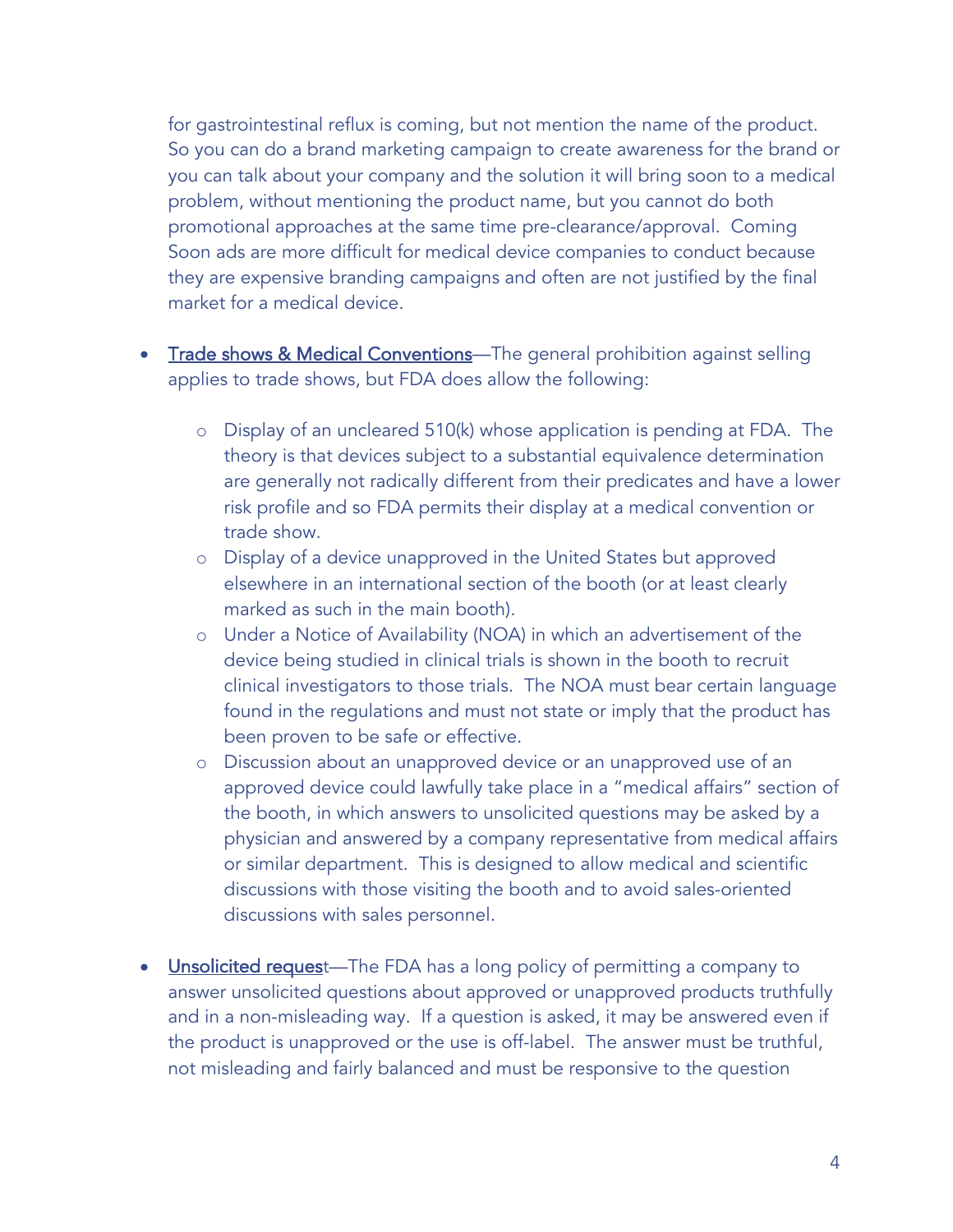for gastrointestinal reflux is coming, but not mention the name of the product. So you can do a brand marketing campaign to create awareness for the brand or you can talk about your company and the solution it will bring soon to a medical problem, without mentioning the product name, but you cannot do both promotional approaches at the same time pre-clearance/approval. Coming Soon ads are more difficult for medical device companies to conduct because they are expensive branding campaigns and often are not justified by the final market for a medical device.

- Trade shows & Medical Conventions—The general prohibition against selling applies to trade shows, but FDA does allow the following:
    - Display of an uncleared 510(k) whose application is pending at FDA. The theory is that devices subject to a substantial equivalence determination are generally not radically different from their predicates and have a lower risk profile and so FDA permits their display at a medical convention or trade show.
    - Display of a device unapproved in the United States but approved elsewhere in an international section of the booth (or at least clearly marked as such in the main booth).
    - Under a Notice of Availability (NOA) in which an advertisement of the device being studied in clinical trials is shown in the booth to recruit clinical investigators to those trials. The NOA must bear certain language found in the regulations and must not state or imply that the product has been proven to be safe or effective.
    - Discussion about an unapproved device or an unapproved use of an approved device could lawfully take place in a "medical affairs" section of the booth, in which answers to unsolicited questions may be asked by a physician and answered by a company representative from medical affairs or similar department. This is designed to allow medical and scientific discussions with those visiting the booth and to avoid sales-oriented discussions with sales personnel.

- Unsolicited request—The FDA has a long policy of permitting a company to answer unsolicited questions about approved or unapproved products truthfully and in a non-misleading way. If a question is asked, it may be answered even if the product is unapproved or the use is off-label. The answer must be truthful, not misleading and fairly balanced and must be responsive to the question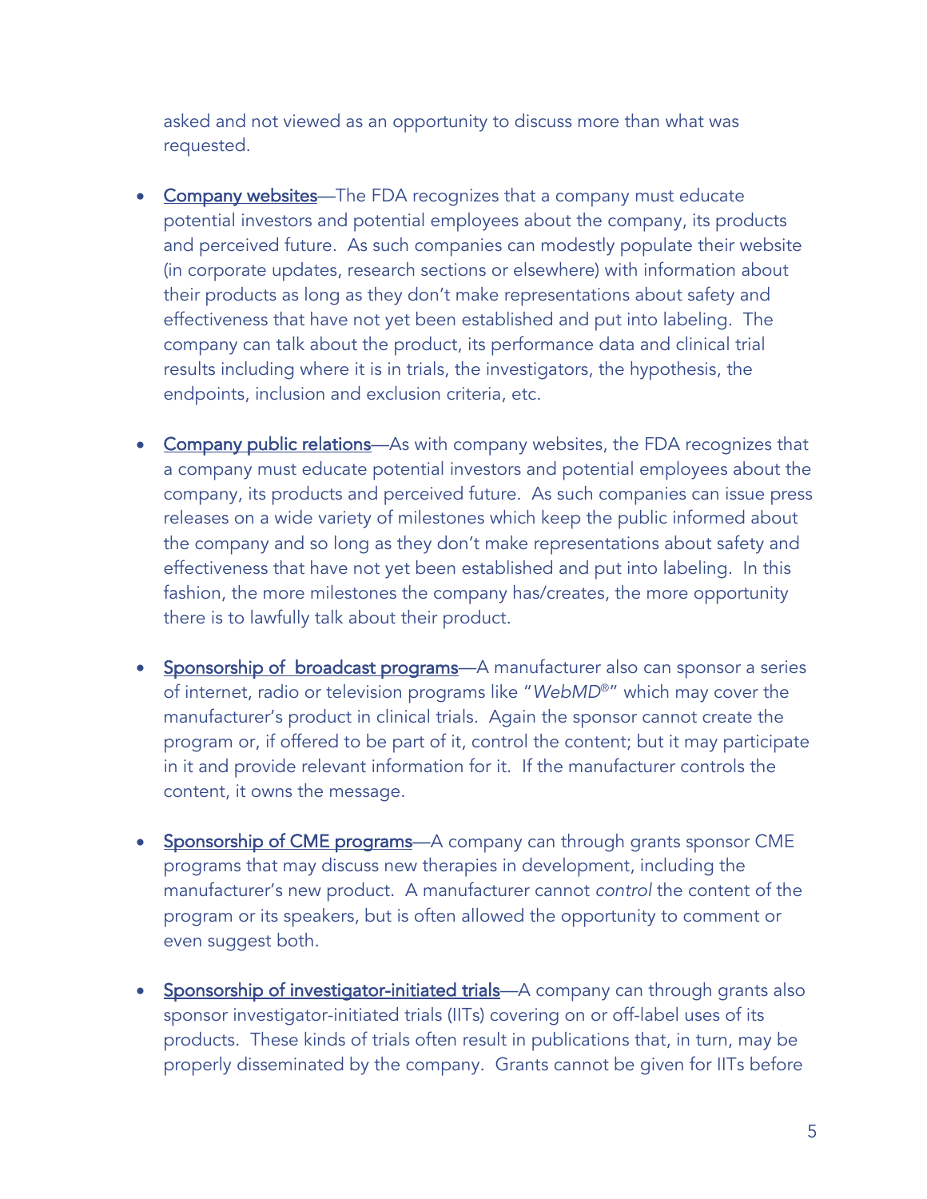asked and not viewed as an opportunity to discuss more than what was requested.

- <u>Company websites</u>—The FDA recognizes that a company must educate potential investors and potential employees about the company, its products and perceived future. As such companies can modestly populate their website (in corporate updates, research sections or elsewhere) with information about their products as long as they don't make representations about safety and effectiveness that have not yet been established and put into labeling. The company can talk about the product, its performance data and clinical trial results including where it is in trials, the investigators, the hypothesis, the endpoints, inclusion and exclusion criteria, etc.

- <u>Company public relations</u>—As with company websites, the FDA recognizes that a company must educate potential investors and potential employees about the company, its products and perceived future. As such companies can issue press releases on a wide variety of milestones which keep the public informed about the company and so long as they don't make representations about safety and effectiveness that have not yet been established and put into labeling. In this fashion, the more milestones the company has/creates, the more opportunity there is to lawfully talk about their product.

- <u>Sponsorship of broadcast programs</u>—A manufacturer also can sponsor a series of internet, radio or television programs like "*WebMD*®" which may cover the manufacturer's product in clinical trials. Again the sponsor cannot create the program or, if offered to be part of it, control the content; but it may participate in it and provide relevant information for it. If the manufacturer controls the content, it owns the message.

- <u>Sponsorship of CME programs</u>—A company can through grants sponsor CME programs that may discuss new therapies in development, including the manufacturer's new product. A manufacturer cannot *control* the content of the program or its speakers, but is often allowed the opportunity to comment or even suggest both.

- <u>Sponsorship of investigator-initiated trials</u>—A company can through grants also sponsor investigator-initiated trials (IITs) covering on or off-label uses of its products. These kinds of trials often result in publications that, in turn, may be properly disseminated by the company. Grants cannot be given for IITs before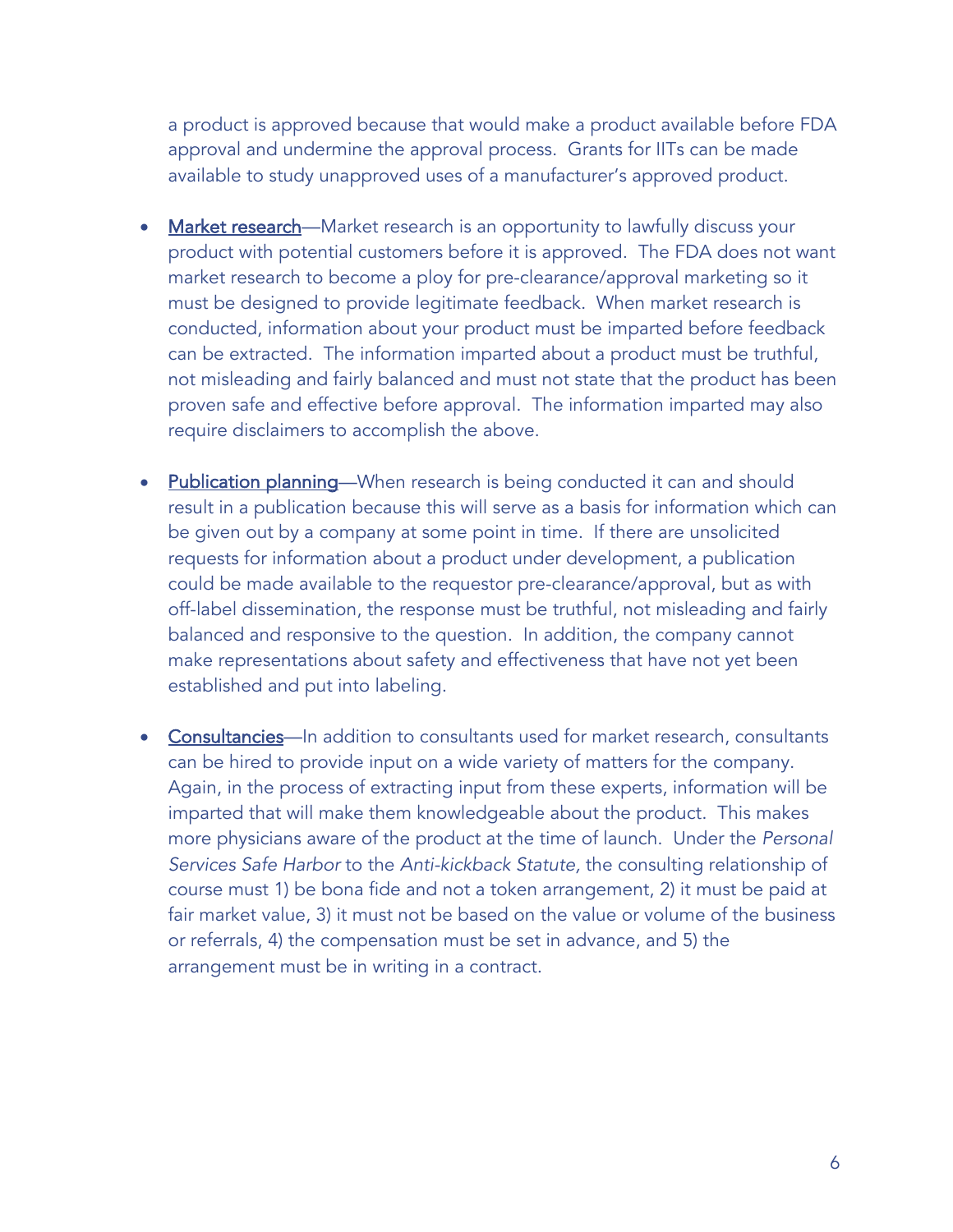a product is approved because that would make a product available before FDA approval and undermine the approval process. Grants for IITs can be made available to study unapproved uses of a manufacturer's approved product.

- <u>Market research</u>—Market research is an opportunity to lawfully discuss your product with potential customers before it is approved. The FDA does not want market research to become a ploy for pre-clearance/approval marketing so it must be designed to provide legitimate feedback. When market research is conducted, information about your product must be imparted before feedback can be extracted. The information imparted about a product must be truthful, not misleading and fairly balanced and must not state that the product has been proven safe and effective before approval. The information imparted may also require disclaimers to accomplish the above.

- <u>Publication planning</u>—When research is being conducted it can and should result in a publication because this will serve as a basis for information which can be given out by a company at some point in time. If there are unsolicited requests for information about a product under development, a publication could be made available to the requestor pre-clearance/approval, but as with off-label dissemination, the response must be truthful, not misleading and fairly balanced and responsive to the question. In addition, the company cannot make representations about safety and effectiveness that have not yet been established and put into labeling.

- <u>Consultancies</u>—In addition to consultants used for market research, consultants can be hired to provide input on a wide variety of matters for the company. Again, in the process of extracting input from these experts, information will be imparted that will make them knowledgeable about the product. This makes more physicians aware of the product at the time of launch. Under the *Personal Services Safe Harbor* to the *Anti-kickback Statute,* the consulting relationship of course must 1) be bona fide and not a token arrangement, 2) it must be paid at fair market value, 3) it must not be based on the value or volume of the business or referrals, 4) the compensation must be set in advance, and 5) the arrangement must be in writing in a contract.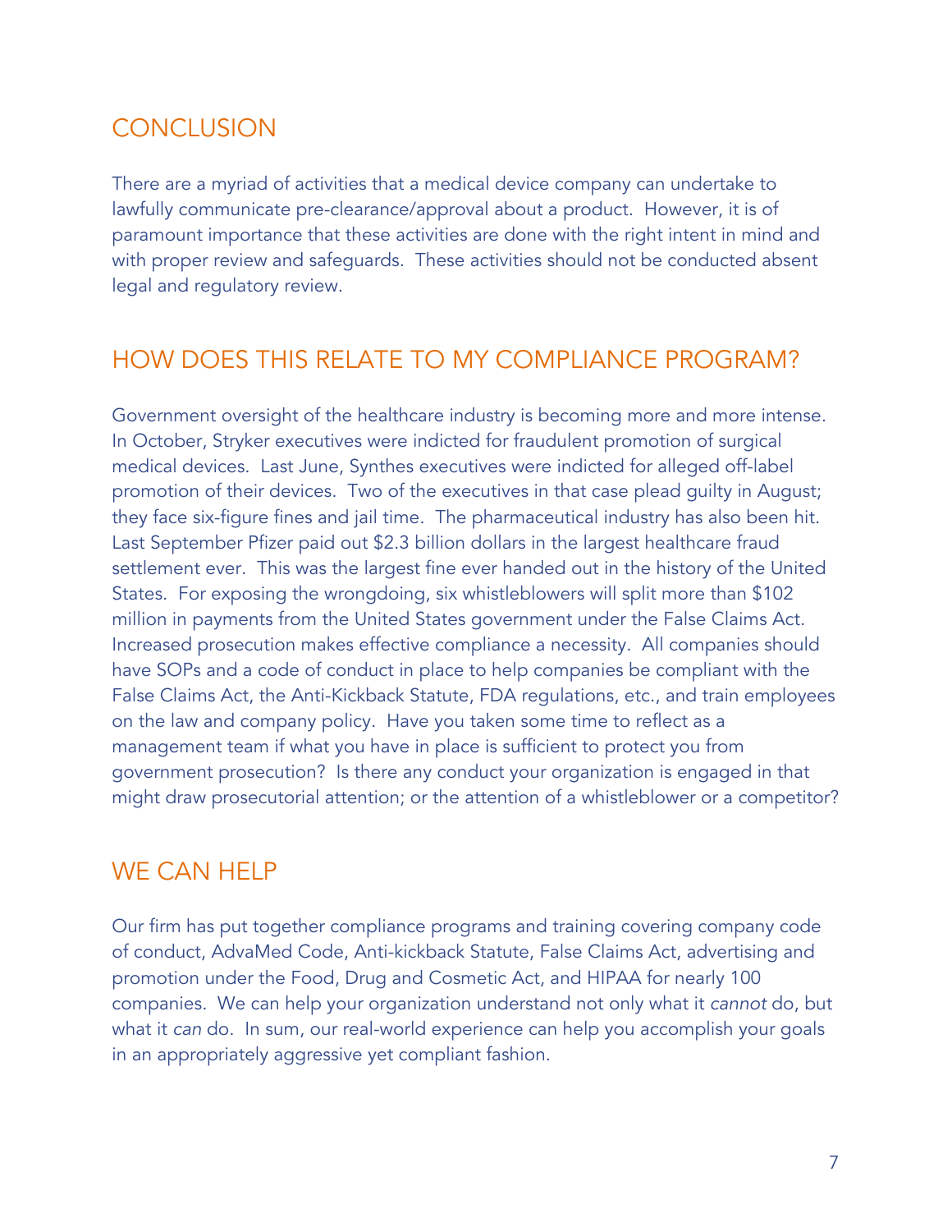## CONCLUSION

There are a myriad of activities that a medical device company can undertake to lawfully communicate pre-clearance/approval about a product. However, it is of paramount importance that these activities are done with the right intent in mind and with proper review and safeguards. These activities should not be conducted absent legal and regulatory review.

## HOW DOES THIS RELATE TO MY COMPLIANCE PROGRAM?

Government oversight of the healthcare industry is becoming more and more intense. In October, Stryker executives were indicted for fraudulent promotion of surgical medical devices. Last June, Synthes executives were indicted for alleged off-label promotion of their devices. Two of the executives in that case plead guilty in August; they face six-figure fines and jail time. The pharmaceutical industry has also been hit. Last September Pfizer paid out $2.3 billion dollars in the largest healthcare fraud settlement ever. This was the largest fine ever handed out in the history of the United States. For exposing the wrongdoing, six whistleblowers will split more than $102 million in payments from the United States government under the False Claims Act. Increased prosecution makes effective compliance a necessity. All companies should have SOPs and a code of conduct in place to help companies be compliant with the False Claims Act, the Anti-Kickback Statute, FDA regulations, etc., and train employees on the law and company policy. Have you taken some time to reflect as a management team if what you have in place is sufficient to protect you from government prosecution? Is there any conduct your organization is engaged in that might draw prosecutorial attention; or the attention of a whistleblower or a competitor?

## WE CAN HELP

Our firm has put together compliance programs and training covering company code of conduct, AdvaMed Code, Anti-kickback Statute, False Claims Act, advertising and promotion under the Food, Drug and Cosmetic Act, and HIPAA for nearly 100 companies. We can help your organization understand not only what it *cannot* do, but what it *can* do. In sum, our real-world experience can help you accomplish your goals in an appropriately aggressive yet compliant fashion.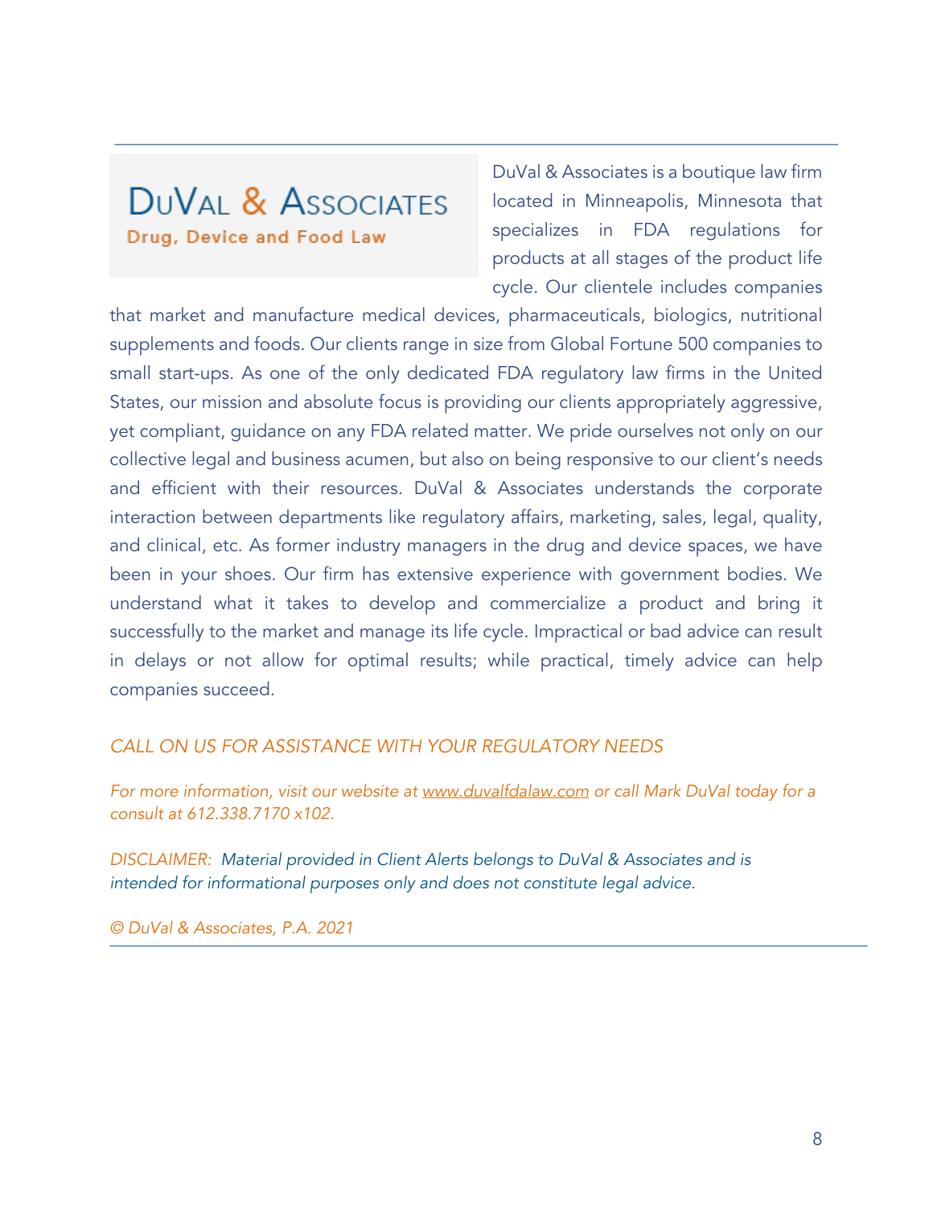**DuVal & Associates**

Drug, Device and Food Law

DuVal & Associates is a boutique law firm located in Minneapolis, Minnesota that specializes in FDA regulations for products at all stages of the product life cycle. Our clientele includes companies that market and manufacture medical devices, pharmaceuticals, biologics, nutritional supplements and foods. Our clients range in size from Global Fortune 500 companies to small start-ups. As one of the only dedicated FDA regulatory law firms in the United States, our mission and absolute focus is providing our clients appropriately aggressive, yet compliant, guidance on any FDA related matter. We pride ourselves not only on our collective legal and business acumen, but also on being responsive to our client's needs and efficient with their resources. DuVal & Associates understands the corporate interaction between departments like regulatory affairs, marketing, sales, legal, quality, and clinical, etc. As former industry managers in the drug and device spaces, we have been in your shoes. Our firm has extensive experience with government bodies. We understand what it takes to develop and commercialize a product and bring it successfully to the market and manage its life cycle. Impractical or bad advice can result in delays or not allow for optimal results; while practical, timely advice can help companies succeed.

*CALL ON US FOR ASSISTANCE WITH YOUR REGULATORY NEEDS*

*For more information, visit our website at www.duvalfdalaw.com or call Mark DuVal today for a consult at 612.338.7170 x102.*

*DISCLAIMER: Material provided in Client Alerts belongs to DuVal & Associates and is intended for informational purposes only and does not constitute legal advice.*

*© DuVal & Associates, P.A. 2021*